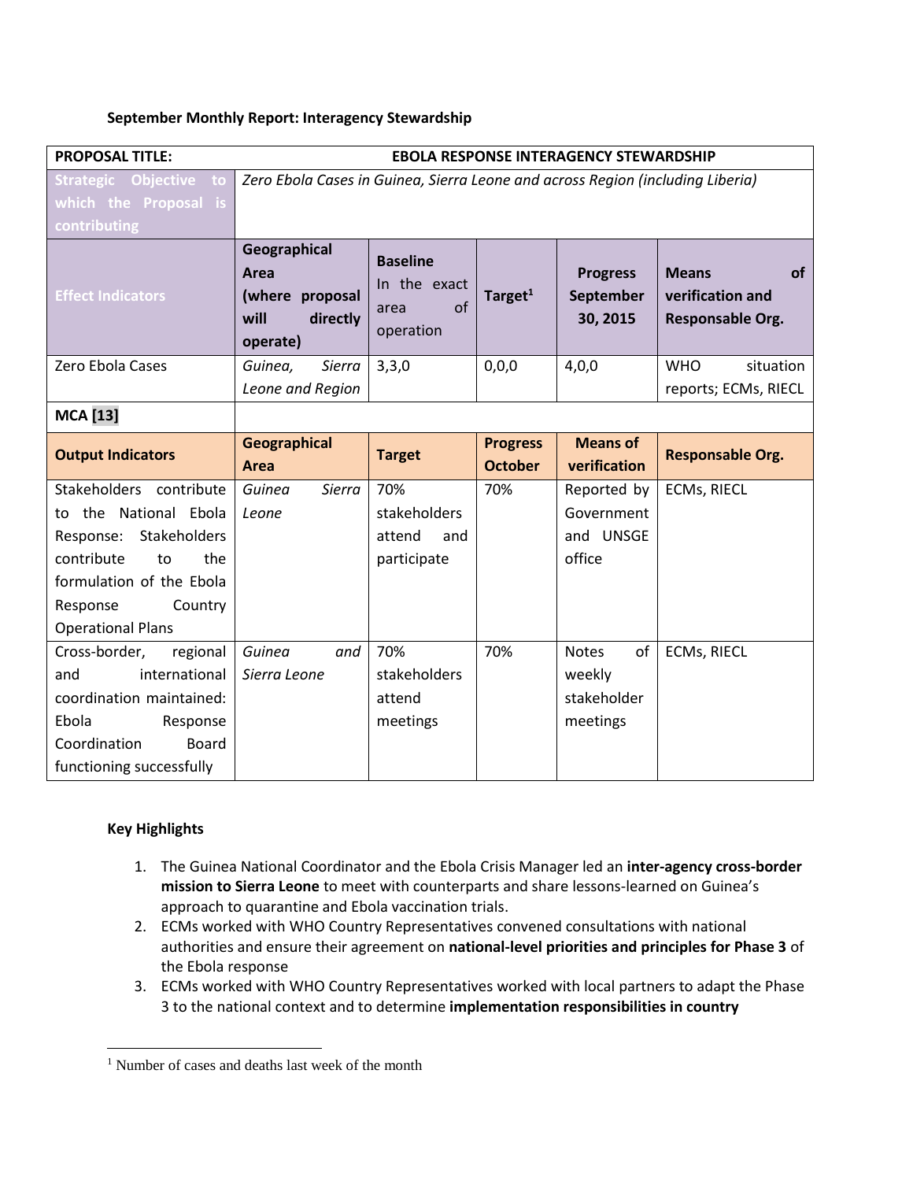**September Monthly Report: Interagency Stewardship**

| PROPOSAL TITLE: | EBOLA RESPONSE INTERAGENCY STEWARDSHIP | | | | |
|---|---|---|---|---|---|
| Strategic Objective to which the Proposal is contributing | *Zero Ebola Cases in Guinea, Sierra Leone and across Region (including Liberia)* | | | | |
| Effect Indicators | **Geographical Area (where proposal will directly operate)** | **Baseline** In the exact area of operation | **Target**[1] | **Progress September 30, 2015** | **Means of verification and Responsable Org.** |
| Zero Ebola Cases | *Guinea, Sierra Leone and Region* | 3,3,0 | 0,0,0 | 4,0,0 | WHO situation reports; ECMs, RIECL |
| **MCA [13]** | | | | | |
| **Output Indicators** | **Geographical Area** | **Target** | **Progress October** | **Means of verification** | **Responsable Org.** |
| Stakeholders contribute to the National Ebola Response: Stakeholders contribute to the formulation of the Ebola Response Country Operational Plans | *Guinea Sierra Leone* | 70% stakeholders attend and participate | 70% | Reported by Government and UNSGE office | ECMs, RIECL |
| Cross-border, regional and international coordination maintained: Ebola Response Coordination Board functioning successfully | *Guinea and Sierra Leone* | 70% stakeholders attend meetings | 70% | Notes of weekly stakeholder meetings | ECMs, RIECL |

**Key Highlights**

1. The Guinea National Coordinator and the Ebola Crisis Manager led an **inter-agency cross-border mission to Sierra Leone** to meet with counterparts and share lessons-learned on Guinea's approach to quarantine and Ebola vaccination trials.
2. ECMs worked with WHO Country Representatives convened consultations with national authorities and ensure their agreement on **national-level priorities and principles for Phase 3** of the Ebola response
3. ECMs worked with WHO Country Representatives worked with local partners to adapt the Phase 3 to the national context and to determine **implementation responsibilities in country**

[1] Number of cases and deaths last week of the month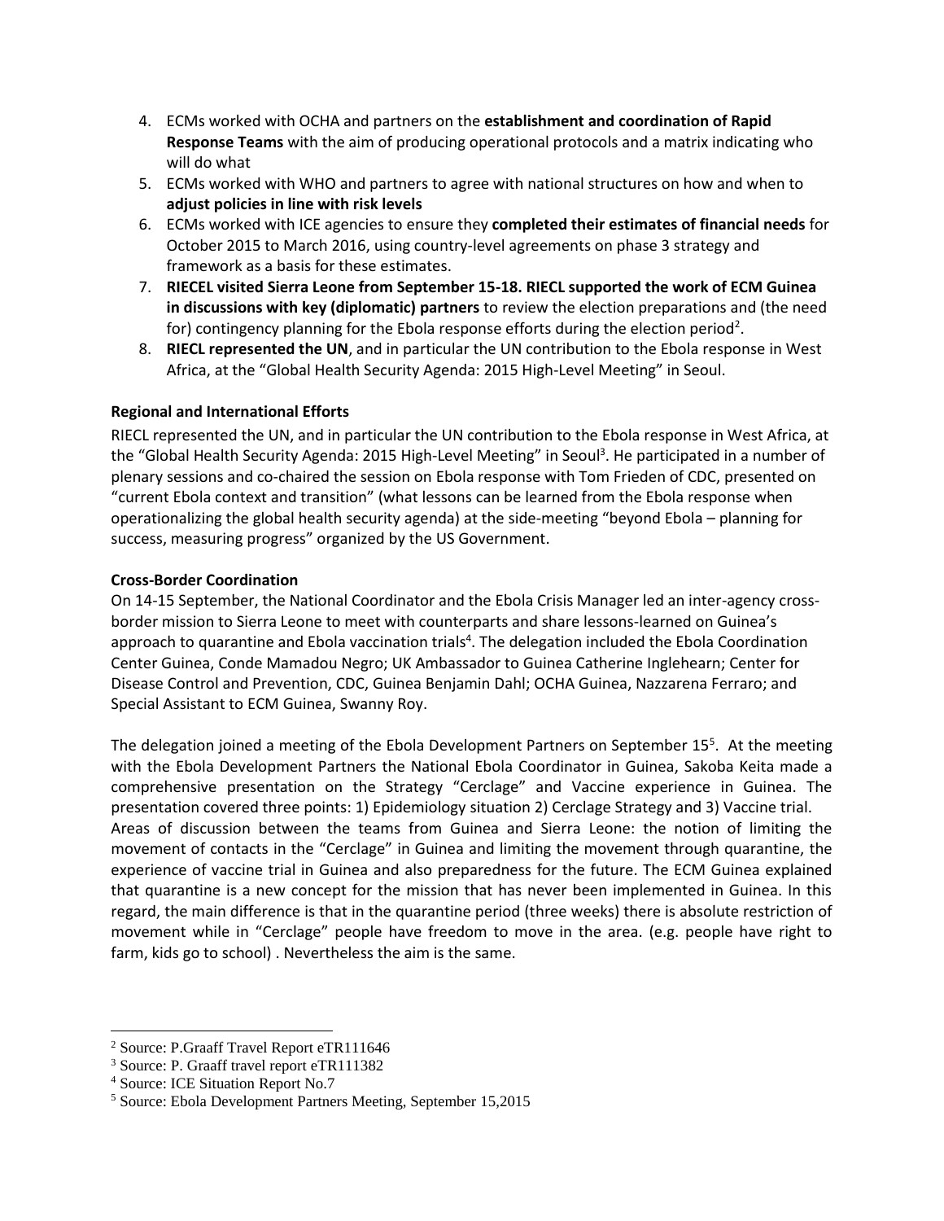4. ECMs worked with OCHA and partners on the **establishment and coordination of Rapid Response Teams** with the aim of producing operational protocols and a matrix indicating who will do what
5. ECMs worked with WHO and partners to agree with national structures on how and when to **adjust policies in line with risk levels**
6. ECMs worked with ICE agencies to ensure they **completed their estimates of financial needs** for October 2015 to March 2016, using country-level agreements on phase 3 strategy and framework as a basis for these estimates.
7. **RIECEL visited Sierra Leone from September 15-18. RIECL supported the work of ECM Guinea in discussions with key (diplomatic) partners** to review the election preparations and (the need for) contingency planning for the Ebola response efforts during the election period[2].
8. **RIECL represented the UN**, and in particular the UN contribution to the Ebola response in West Africa, at the "Global Health Security Agenda: 2015 High-Level Meeting" in Seoul.

**Regional and International Efforts**

RIECL represented the UN, and in particular the UN contribution to the Ebola response in West Africa, at the "Global Health Security Agenda: 2015 High-Level Meeting" in Seoul[3]. He participated in a number of plenary sessions and co-chaired the session on Ebola response with Tom Frieden of CDC, presented on "current Ebola context and transition" (what lessons can be learned from the Ebola response when operationalizing the global health security agenda) at the side-meeting "beyond Ebola – planning for success, measuring progress" organized by the US Government.

**Cross-Border Coordination**

On 14-15 September, the National Coordinator and the Ebola Crisis Manager led an inter-agency cross-border mission to Sierra Leone to meet with counterparts and share lessons-learned on Guinea's approach to quarantine and Ebola vaccination trials[4]. The delegation included the Ebola Coordination Center Guinea, Conde Mamadou Negro; UK Ambassador to Guinea Catherine Inglehearn; Center for Disease Control and Prevention, CDC, Guinea Benjamin Dahl; OCHA Guinea, Nazzarena Ferraro; and Special Assistant to ECM Guinea, Swanny Roy.

The delegation joined a meeting of the Ebola Development Partners on September 15[5]. At the meeting with the Ebola Development Partners the National Ebola Coordinator in Guinea, Sakoba Keita made a comprehensive presentation on the Strategy "Cerclage" and Vaccine experience in Guinea. The presentation covered three points: 1) Epidemiology situation 2) Cerclage Strategy and 3) Vaccine trial. Areas of discussion between the teams from Guinea and Sierra Leone: the notion of limiting the movement of contacts in the "Cerclage" in Guinea and limiting the movement through quarantine, the experience of vaccine trial in Guinea and also preparedness for the future. The ECM Guinea explained that quarantine is a new concept for the mission that has never been implemented in Guinea. In this regard, the main difference is that in the quarantine period (three weeks) there is absolute restriction of movement while in "Cerclage" people have freedom to move in the area. (e.g. people have right to farm, kids go to school) . Nevertheless the aim is the same.

---

[2] Source: P.Graaff Travel Report eTR111646

[3] Source: P. Graaff travel report eTR111382

[4] Source: ICE Situation Report No.7

[5] Source: Ebola Development Partners Meeting, September 15,2015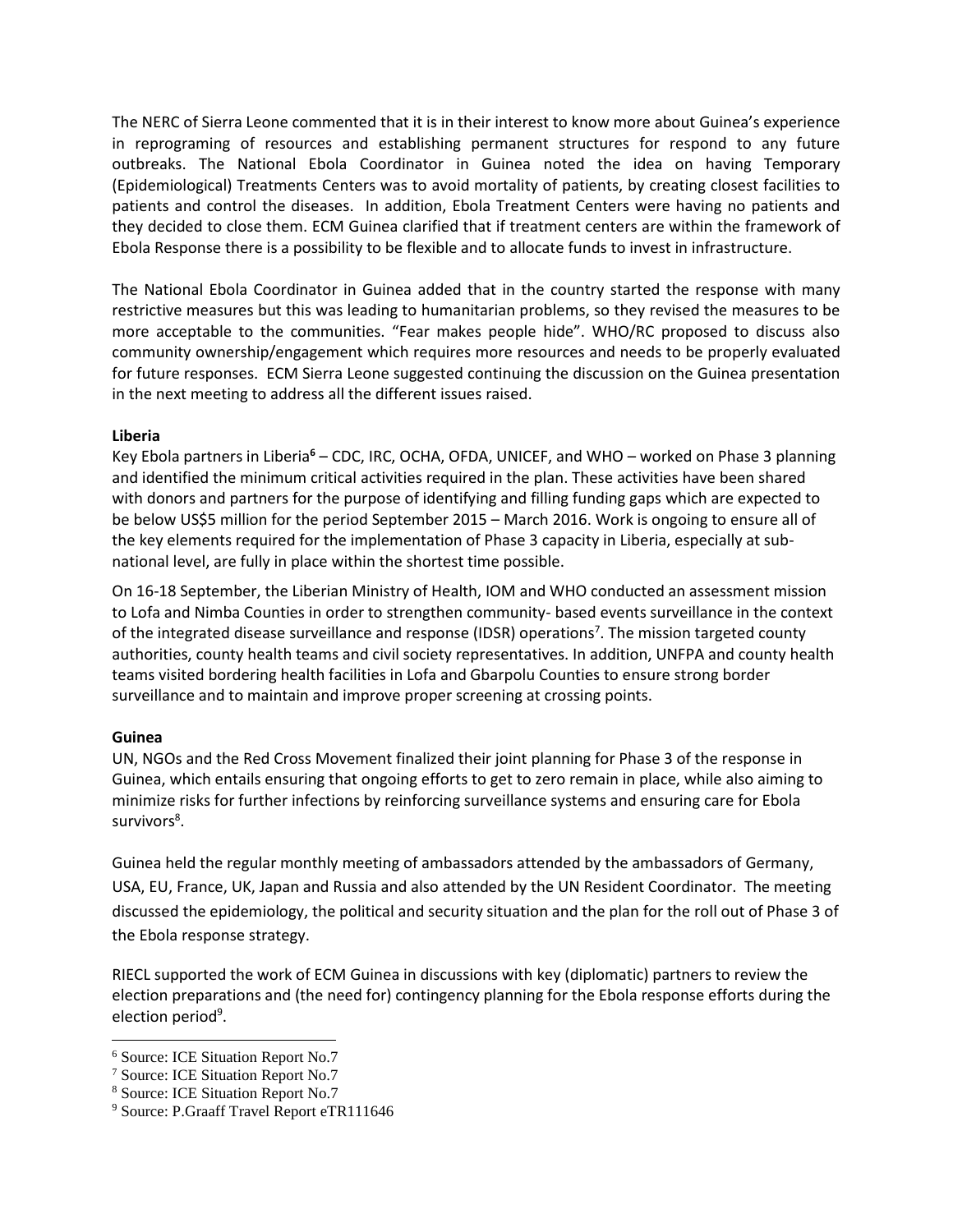The NERC of Sierra Leone commented that it is in their interest to know more about Guinea's experience in reprograming of resources and establishing permanent structures for respond to any future outbreaks. The National Ebola Coordinator in Guinea noted the idea on having Temporary (Epidemiological) Treatments Centers was to avoid mortality of patients, by creating closest facilities to patients and control the diseases. In addition, Ebola Treatment Centers were having no patients and they decided to close them. ECM Guinea clarified that if treatment centers are within the framework of Ebola Response there is a possibility to be flexible and to allocate funds to invest in infrastructure.

The National Ebola Coordinator in Guinea added that in the country started the response with many restrictive measures but this was leading to humanitarian problems, so they revised the measures to be more acceptable to the communities. "Fear makes people hide". WHO/RC proposed to discuss also community ownership/engagement which requires more resources and needs to be properly evaluated for future responses. ECM Sierra Leone suggested continuing the discussion on the Guinea presentation in the next meeting to address all the different issues raised.

**Liberia**

Key Ebola partners in Liberia[6] – CDC, IRC, OCHA, OFDA, UNICEF, and WHO – worked on Phase 3 planning and identified the minimum critical activities required in the plan. These activities have been shared with donors and partners for the purpose of identifying and filling funding gaps which are expected to be below US$5 million for the period September 2015 – March 2016. Work is ongoing to ensure all of the key elements required for the implementation of Phase 3 capacity in Liberia, especially at sub-national level, are fully in place within the shortest time possible.

On 16-18 September, the Liberian Ministry of Health, IOM and WHO conducted an assessment mission to Lofa and Nimba Counties in order to strengthen community- based events surveillance in the context of the integrated disease surveillance and response (IDSR) operations[7]. The mission targeted county authorities, county health teams and civil society representatives. In addition, UNFPA and county health teams visited bordering health facilities in Lofa and Gbarpolu Counties to ensure strong border surveillance and to maintain and improve proper screening at crossing points.

**Guinea**

UN, NGOs and the Red Cross Movement finalized their joint planning for Phase 3 of the response in Guinea, which entails ensuring that ongoing efforts to get to zero remain in place, while also aiming to minimize risks for further infections by reinforcing surveillance systems and ensuring care for Ebola survivors[8].

Guinea held the regular monthly meeting of ambassadors attended by the ambassadors of Germany, USA, EU, France, UK, Japan and Russia and also attended by the UN Resident Coordinator. The meeting discussed the epidemiology, the political and security situation and the plan for the roll out of Phase 3 of the Ebola response strategy.

RIECL supported the work of ECM Guinea in discussions with key (diplomatic) partners to review the election preparations and (the need for) contingency planning for the Ebola response efforts during the election period[9].

---

[6] Source: ICE Situation Report No.7

[7] Source: ICE Situation Report No.7

[8] Source: ICE Situation Report No.7

[9] Source: P.Graaff Travel Report eTR111646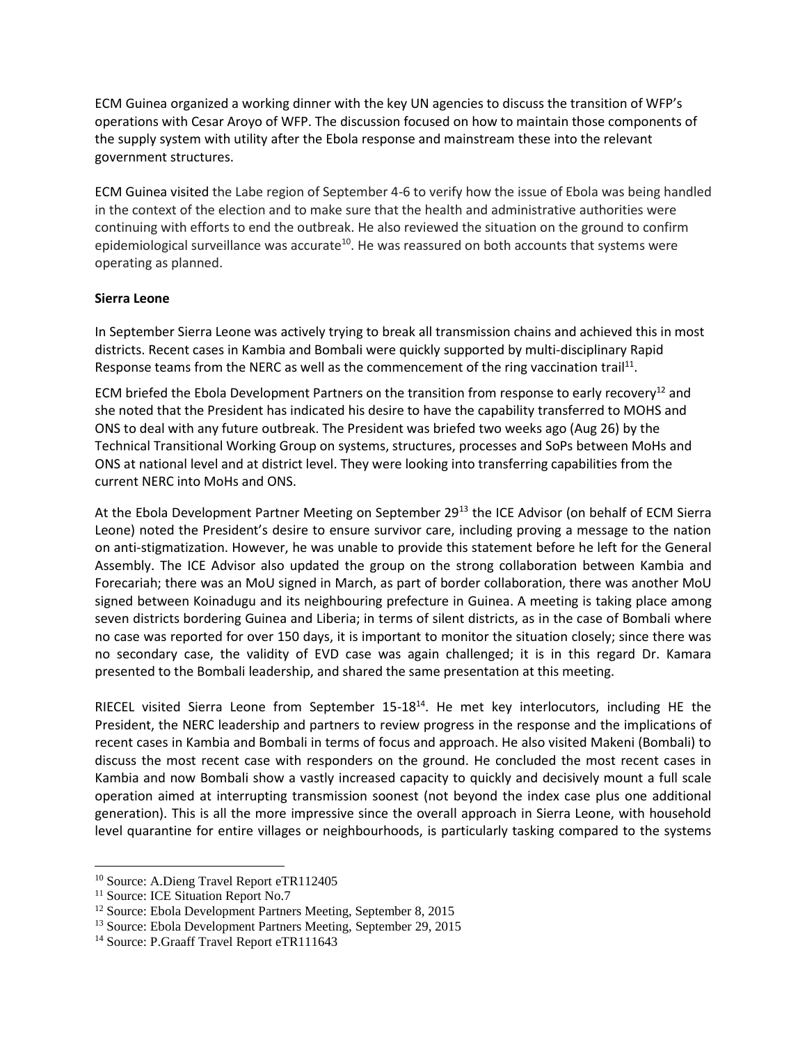ECM Guinea organized a working dinner with the key UN agencies to discuss the transition of WFP's operations with Cesar Aroyo of WFP. The discussion focused on how to maintain those components of the supply system with utility after the Ebola response and mainstream these into the relevant government structures.

ECM Guinea visited the Labe region of September 4-6 to verify how the issue of Ebola was being handled in the context of the election and to make sure that the health and administrative authorities were continuing with efforts to end the outbreak. He also reviewed the situation on the ground to confirm epidemiological surveillance was accurate[10]. He was reassured on both accounts that systems were operating as planned.

**Sierra Leone**

In September Sierra Leone was actively trying to break all transmission chains and achieved this in most districts. Recent cases in Kambia and Bombali were quickly supported by multi-disciplinary Rapid Response teams from the NERC as well as the commencement of the ring vaccination trail[11].

ECM briefed the Ebola Development Partners on the transition from response to early recovery[12] and she noted that the President has indicated his desire to have the capability transferred to MOHS and ONS to deal with any future outbreak. The President was briefed two weeks ago (Aug 26) by the Technical Transitional Working Group on systems, structures, processes and SoPs between MoHs and ONS at national level and at district level. They were looking into transferring capabilities from the current NERC into MoHs and ONS.

At the Ebola Development Partner Meeting on September 29[13] the ICE Advisor (on behalf of ECM Sierra Leone) noted the President's desire to ensure survivor care, including proving a message to the nation on anti-stigmatization. However, he was unable to provide this statement before he left for the General Assembly. The ICE Advisor also updated the group on the strong collaboration between Kambia and Forecariah; there was an MoU signed in March, as part of border collaboration, there was another MoU signed between Koinadugu and its neighbouring prefecture in Guinea. A meeting is taking place among seven districts bordering Guinea and Liberia; in terms of silent districts, as in the case of Bombali where no case was reported for over 150 days, it is important to monitor the situation closely; since there was no secondary case, the validity of EVD case was again challenged; it is in this regard Dr. Kamara presented to the Bombali leadership, and shared the same presentation at this meeting.

RIECEL visited Sierra Leone from September 15-18[14]. He met key interlocutors, including HE the President, the NERC leadership and partners to review progress in the response and the implications of recent cases in Kambia and Bombali in terms of focus and approach. He also visited Makeni (Bombali) to discuss the most recent case with responders on the ground. He concluded the most recent cases in Kambia and now Bombali show a vastly increased capacity to quickly and decisively mount a full scale operation aimed at interrupting transmission soonest (not beyond the index case plus one additional generation). This is all the more impressive since the overall approach in Sierra Leone, with household level quarantine for entire villages or neighbourhoods, is particularly tasking compared to the systems

---

[10] Source: A.Dieng Travel Report eTR112405

[11] Source: ICE Situation Report No.7

[12] Source: Ebola Development Partners Meeting, September 8, 2015

[13] Source: Ebola Development Partners Meeting, September 29, 2015

[14] Source: P.Graaff Travel Report eTR111643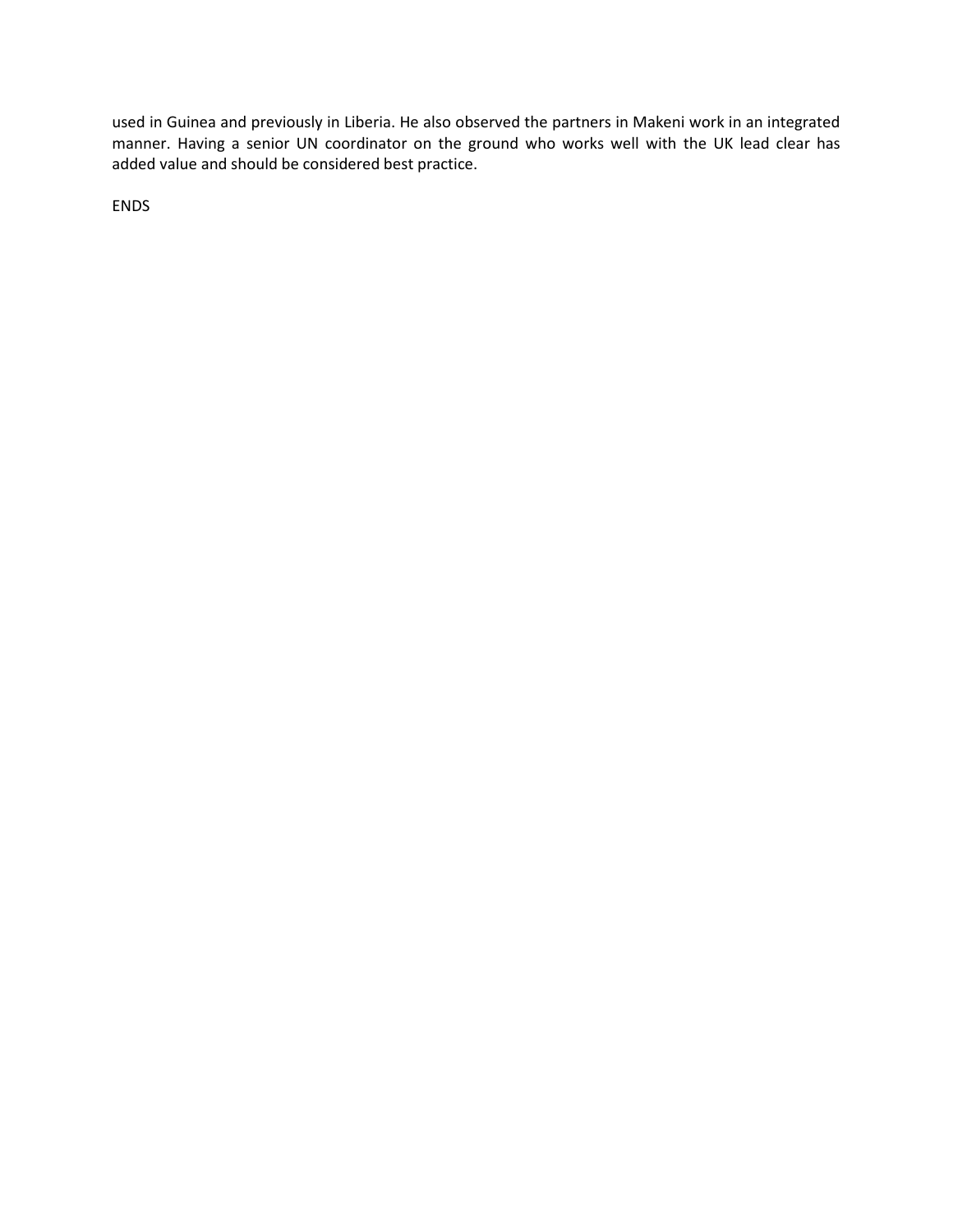used in Guinea and previously in Liberia. He also observed the partners in Makeni work in an integrated manner. Having a senior UN coordinator on the ground who works well with the UK lead clear has added value and should be considered best practice.

ENDS